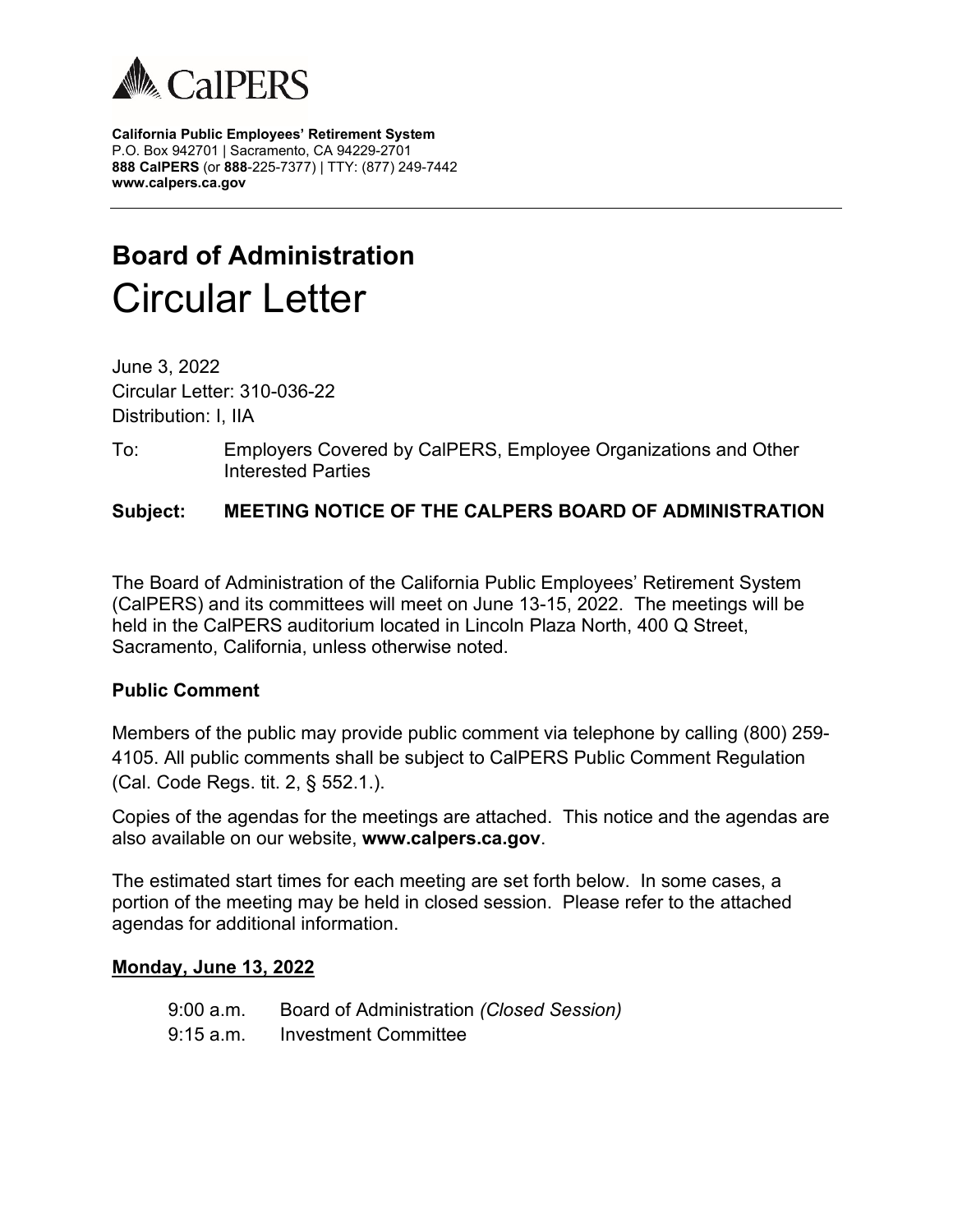CalPERS

**California Public Employees' Retirement System**
P.O. Box 942701 | Sacramento, CA 94229-2701
**888 CalPERS** (or **888**-225-7377) | TTY: (877) 249-7442
**www.calpers.ca.gov**

# Board of Administration
# Circular Letter

June 3, 2022
Circular Letter: 310-036-22
Distribution: I, IIA

To: Employers Covered by CalPERS, Employee Organizations and Other Interested Parties

**Subject: MEETING NOTICE OF THE CALPERS BOARD OF ADMINISTRATION**

The Board of Administration of the California Public Employees' Retirement System (CalPERS) and its committees will meet on June 13-15, 2022. The meetings will be held in the CalPERS auditorium located in Lincoln Plaza North, 400 Q Street, Sacramento, California, unless otherwise noted.

**Public Comment**

Members of the public may provide public comment via telephone by calling (800) 259-4105. All public comments shall be subject to CalPERS Public Comment Regulation (Cal. Code Regs. tit. 2, § 552.1.).

Copies of the agendas for the meetings are attached. This notice and the agendas are also available on our website, **www.calpers.ca.gov**.

The estimated start times for each meeting are set forth below. In some cases, a portion of the meeting may be held in closed session. Please refer to the attached agendas for additional information.

**Monday, June 13, 2022**

9:00 a.m. Board of Administration *(Closed Session)*
9:15 a.m. Investment Committee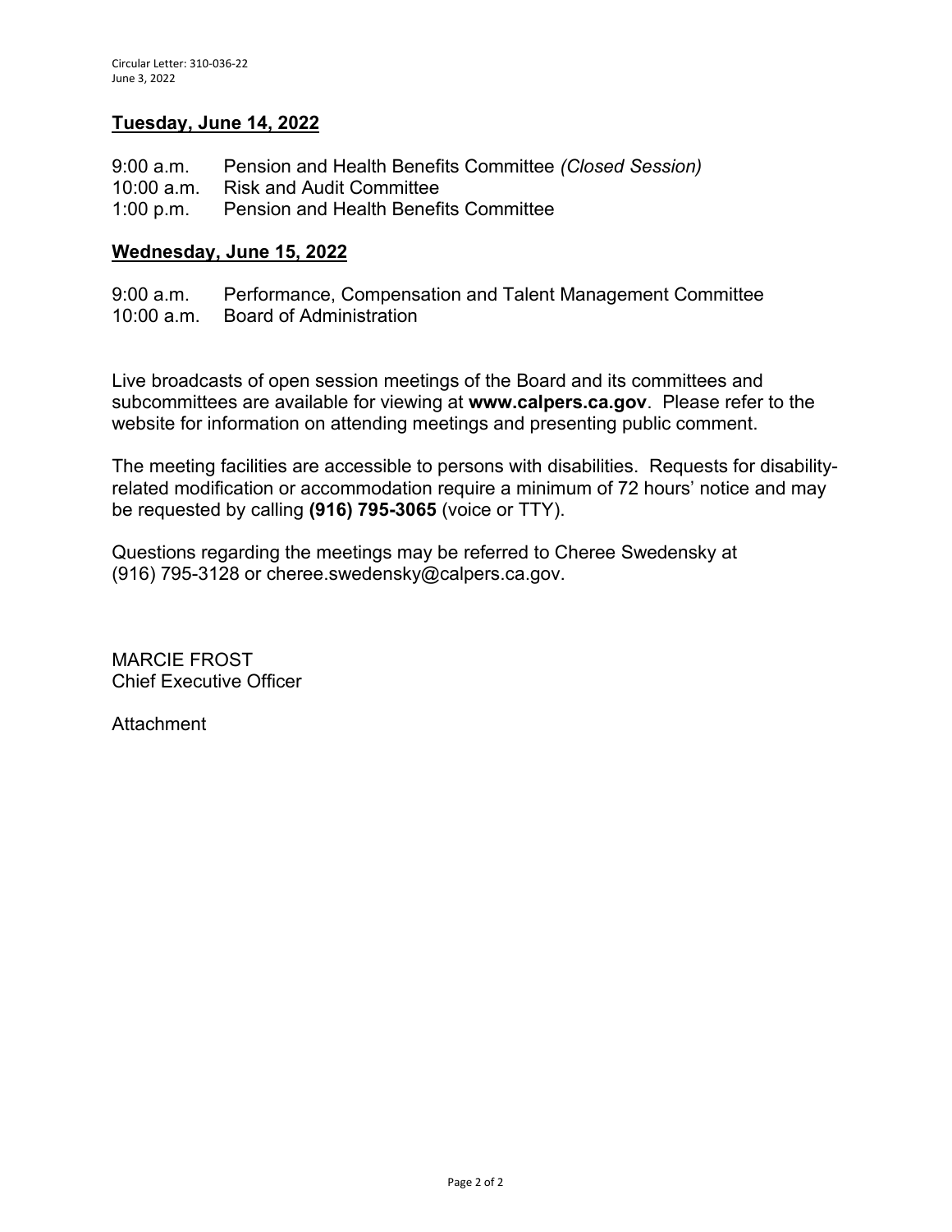**Tuesday, June 14, 2022**

9:00 a.m. Pension and Health Benefits Committee *(Closed Session)*
10:00 a.m. Risk and Audit Committee
1:00 p.m. Pension and Health Benefits Committee

**Wednesday, June 15, 2022**

9:00 a.m. Performance, Compensation and Talent Management Committee
10:00 a.m. Board of Administration

Live broadcasts of open session meetings of the Board and its committees and subcommittees are available for viewing at **www.calpers.ca.gov**. Please refer to the website for information on attending meetings and presenting public comment.

The meeting facilities are accessible to persons with disabilities. Requests for disability-related modification or accommodation require a minimum of 72 hours' notice and may be requested by calling **(916) 795-3065** (voice or TTY).

Questions regarding the meetings may be referred to Cheree Swedensky at (916) 795-3128 or cheree.swedensky@calpers.ca.gov.

MARCIE FROST
Chief Executive Officer

Attachment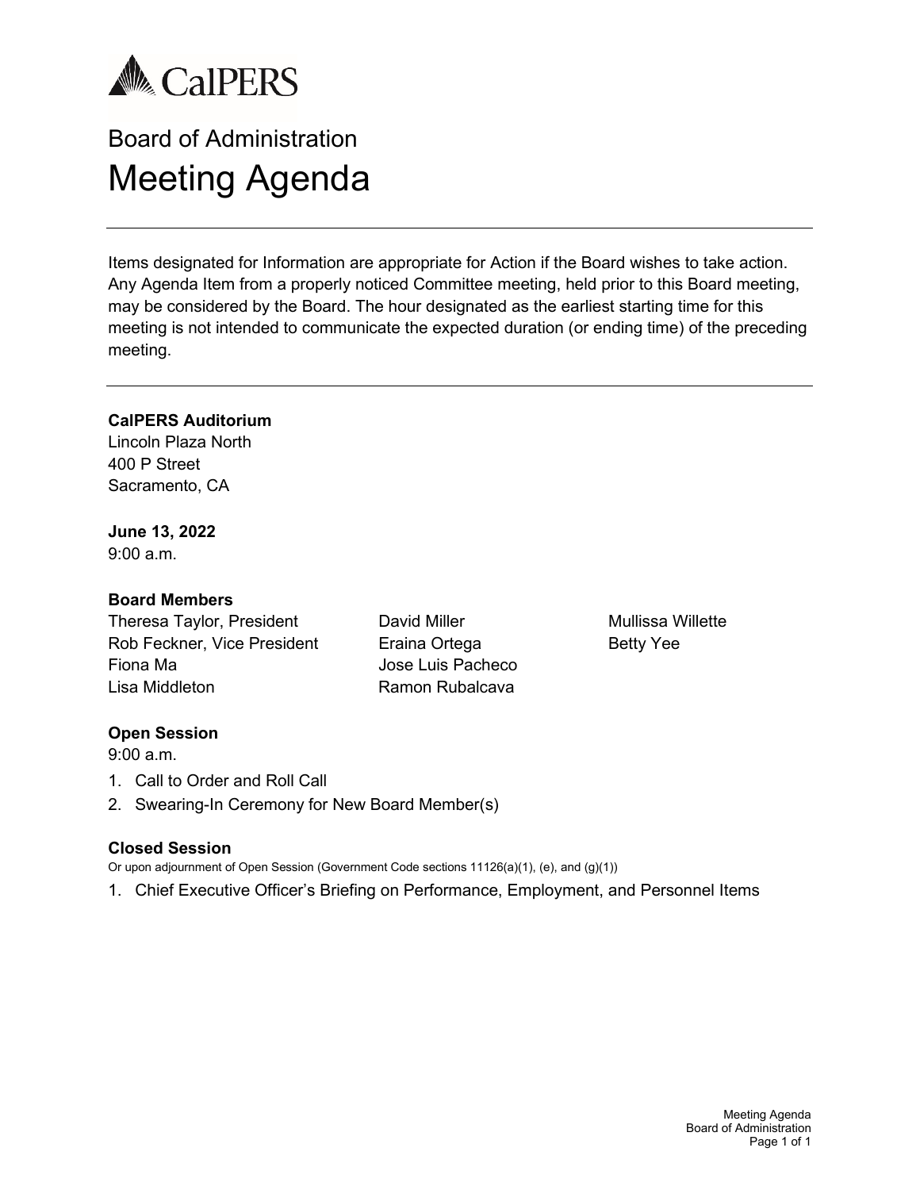CalPERS

# Board of Administration

## Meeting Agenda

---

Items designated for Information are appropriate for Action if the Board wishes to take action. Any Agenda Item from a properly noticed Committee meeting, held prior to this Board meeting, may be considered by the Board. The hour designated as the earliest starting time for this meeting is not intended to communicate the expected duration (or ending time) of the preceding meeting.

---

**CalPERS Auditorium**
Lincoln Plaza North
400 P Street
Sacramento, CA

**June 13, 2022**
9:00 a.m.

**Board Members**

Theresa Taylor, President
Rob Feckner, Vice President
Fiona Ma
Lisa Middleton
David Miller
Eraina Ortega
Jose Luis Pacheco
Ramon Rubalcava
Mullissa Willette
Betty Yee

**Open Session**
9:00 a.m.

1. Call to Order and Roll Call
2. Swearing-In Ceremony for New Board Member(s)

**Closed Session**
Or upon adjournment of Open Session (Government Code sections 11126(a)(1), (e), and (g)(1))

1. Chief Executive Officer's Briefing on Performance, Employment, and Personnel Items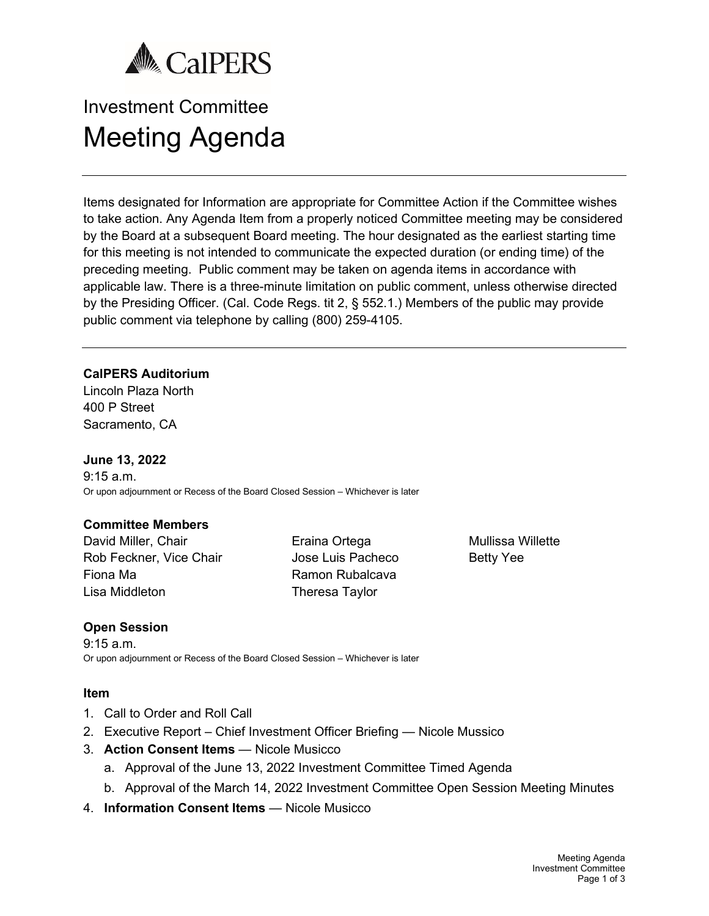CalPERS

# Investment Committee

# Meeting Agenda

Items designated for Information are appropriate for Committee Action if the Committee wishes to take action. Any Agenda Item from a properly noticed Committee meeting may be considered by the Board at a subsequent Board meeting. The hour designated as the earliest starting time for this meeting is not intended to communicate the expected duration (or ending time) of the preceding meeting. Public comment may be taken on agenda items in accordance with applicable law. There is a three-minute limitation on public comment, unless otherwise directed by the Presiding Officer. (Cal. Code Regs. tit 2, § 552.1.) Members of the public may provide public comment via telephone by calling (800) 259-4105.

**CalPERS Auditorium**
Lincoln Plaza North
400 P Street
Sacramento, CA

**June 13, 2022**
9:15 a.m.
Or upon adjournment or Recess of the Board Closed Session – Whichever is later

**Committee Members**

David Miller, Chair
Rob Feckner, Vice Chair
Fiona Ma
Lisa Middleton
Eraina Ortega
Jose Luis Pacheco
Ramon Rubalcava
Theresa Taylor
Mullissa Willette
Betty Yee

**Open Session**
9:15 a.m.
Or upon adjournment or Recess of the Board Closed Session – Whichever is later

**Item**

1. Call to Order and Roll Call
2. Executive Report – Chief Investment Officer Briefing — Nicole Mussico
3. **Action Consent Items** — Nicole Musicco
   a. Approval of the June 13, 2022 Investment Committee Timed Agenda
   b. Approval of the March 14, 2022 Investment Committee Open Session Meeting Minutes
4. **Information Consent Items** — Nicole Musicco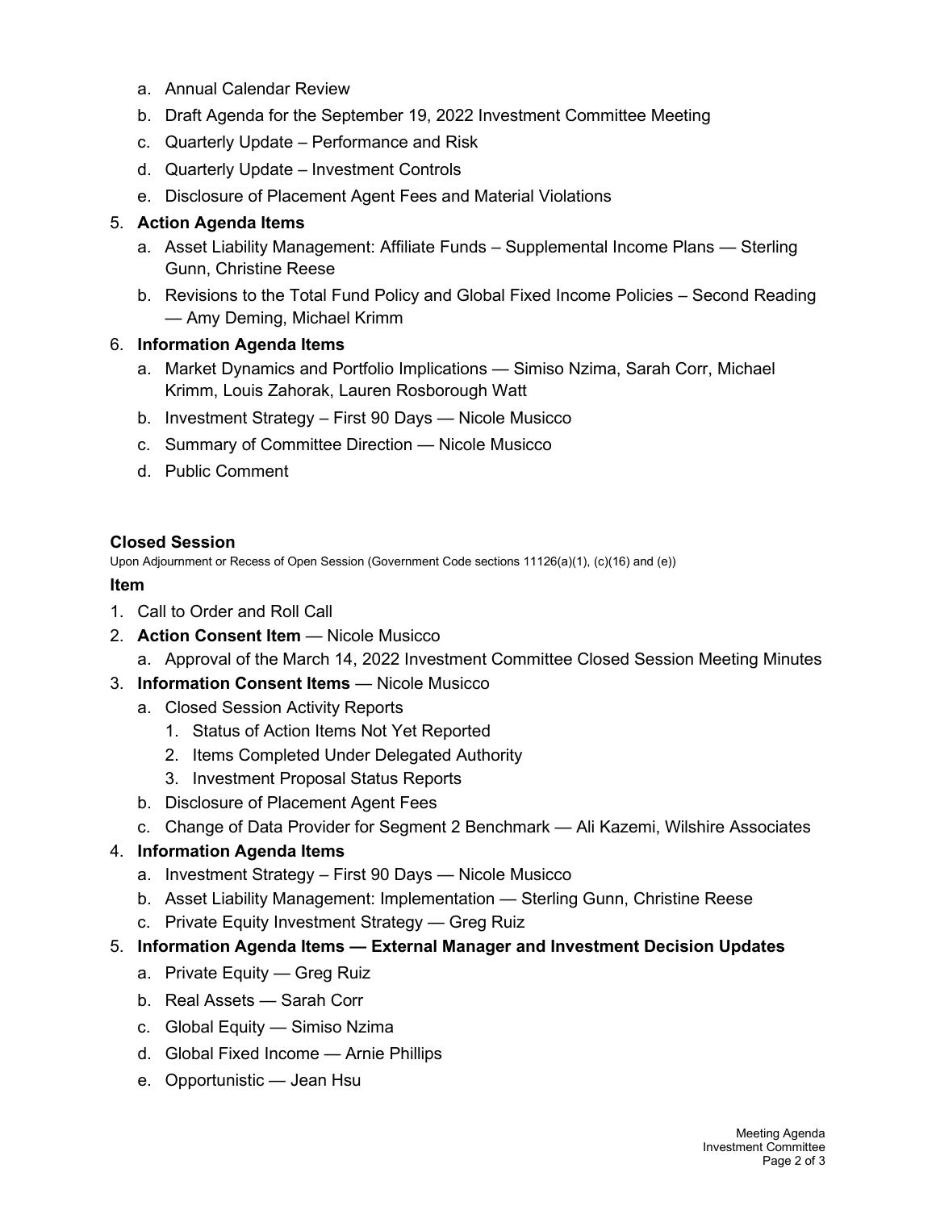a. Annual Calendar Review
   b. Draft Agenda for the September 19, 2022 Investment Committee Meeting
   c. Quarterly Update – Performance and Risk
   d. Quarterly Update – Investment Controls
   e. Disclosure of Placement Agent Fees and Material Violations

5. **Action Agenda Items**
   a. Asset Liability Management: Affiliate Funds – Supplemental Income Plans — Sterling Gunn, Christine Reese
   b. Revisions to the Total Fund Policy and Global Fixed Income Policies – Second Reading — Amy Deming, Michael Krimm

6. **Information Agenda Items**
   a. Market Dynamics and Portfolio Implications — Simiso Nzima, Sarah Corr, Michael Krimm, Louis Zahorak, Lauren Rosborough Watt
   b. Investment Strategy – First 90 Days — Nicole Musicco
   c. Summary of Committee Direction — Nicole Musicco
   d. Public Comment

**Closed Session**

Upon Adjournment or Recess of Open Session (Government Code sections 11126(a)(1), (c)(16) and (e))

**Item**

1. Call to Order and Roll Call
2. **Action Consent Item** — Nicole Musicco
   a. Approval of the March 14, 2022 Investment Committee Closed Session Meeting Minutes
3. **Information Consent Items** — Nicole Musicco
   a. Closed Session Activity Reports
      1. Status of Action Items Not Yet Reported
      2. Items Completed Under Delegated Authority
      3. Investment Proposal Status Reports
   b. Disclosure of Placement Agent Fees
   c. Change of Data Provider for Segment 2 Benchmark — Ali Kazemi, Wilshire Associates
4. **Information Agenda Items**
   a. Investment Strategy – First 90 Days — Nicole Musicco
   b. Asset Liability Management: Implementation — Sterling Gunn, Christine Reese
   c. Private Equity Investment Strategy — Greg Ruiz
5. **Information Agenda Items — External Manager and Investment Decision Updates**
   a. Private Equity — Greg Ruiz
   b. Real Assets — Sarah Corr
   c. Global Equity — Simiso Nzima
   d. Global Fixed Income — Arnie Phillips
   e. Opportunistic — Jean Hsu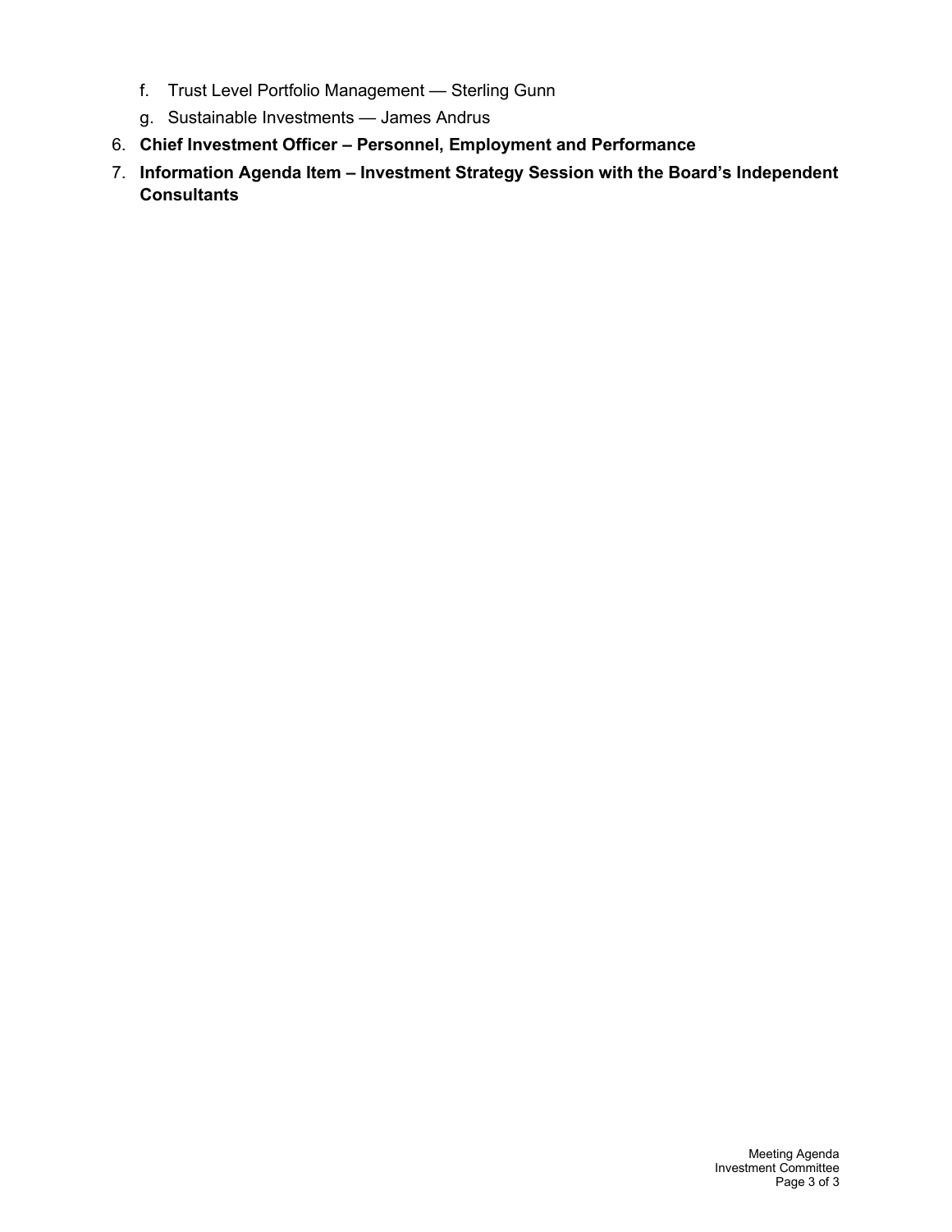f. Trust Level Portfolio Management — Sterling Gunn
   g. Sustainable Investments — James Andrus
6. **Chief Investment Officer – Personnel, Employment and Performance**
7. **Information Agenda Item – Investment Strategy Session with the Board's Independent Consultants**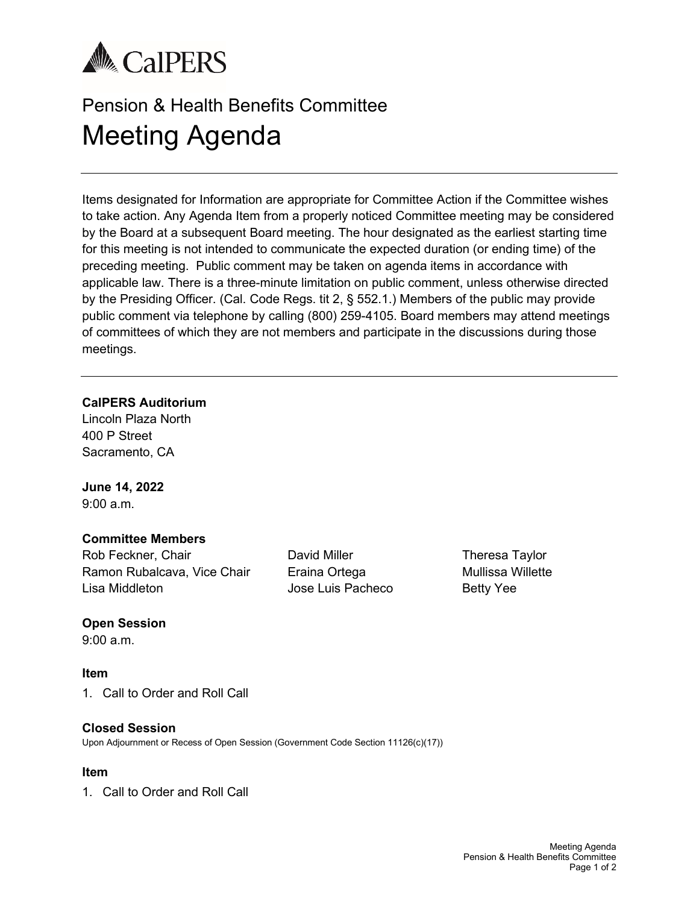CalPERS

# Pension & Health Benefits Committee

# Meeting Agenda

---

Items designated for Information are appropriate for Committee Action if the Committee wishes to take action. Any Agenda Item from a properly noticed Committee meeting may be considered by the Board at a subsequent Board meeting. The hour designated as the earliest starting time for this meeting is not intended to communicate the expected duration (or ending time) of the preceding meeting. Public comment may be taken on agenda items in accordance with applicable law. There is a three-minute limitation on public comment, unless otherwise directed by the Presiding Officer. (Cal. Code Regs. tit 2, § 552.1.) Members of the public may provide public comment via telephone by calling (800) 259-4105. Board members may attend meetings of committees of which they are not members and participate in the discussions during those meetings.

---

**CalPERS Auditorium**
Lincoln Plaza North
400 P Street
Sacramento, CA

**June 14, 2022**
9:00 a.m.

**Committee Members**

Rob Feckner, Chair
Ramon Rubalcava, Vice Chair
Lisa Middleton
David Miller
Eraina Ortega
Jose Luis Pacheco
Theresa Taylor
Mullissa Willette
Betty Yee

**Open Session**
9:00 a.m.

**Item**

1. Call to Order and Roll Call

**Closed Session**
Upon Adjournment or Recess of Open Session (Government Code Section 11126(c)(17))

**Item**

1. Call to Order and Roll Call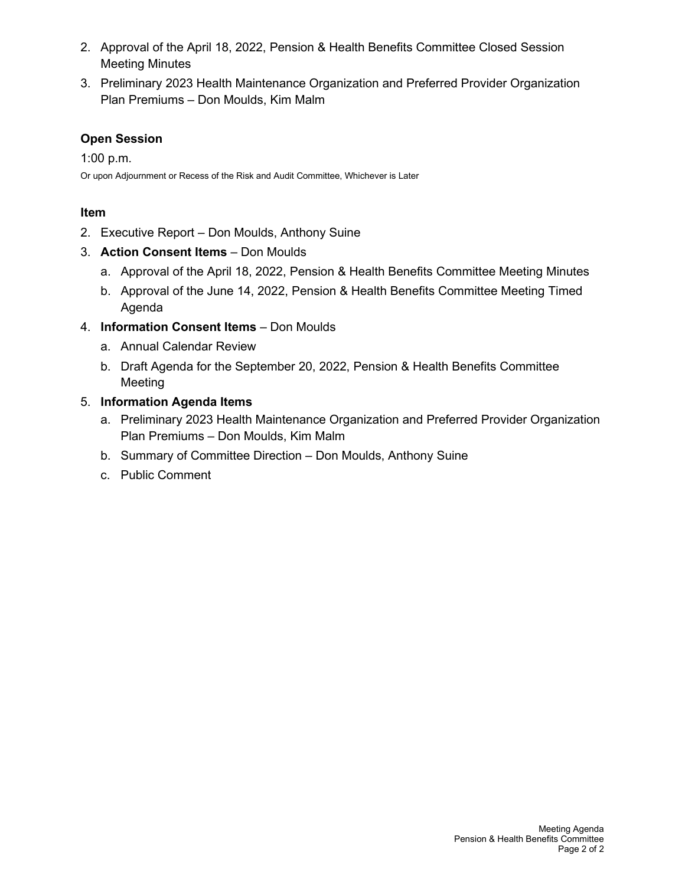2. Approval of the April 18, 2022, Pension & Health Benefits Committee Closed Session Meeting Minutes
3. Preliminary 2023 Health Maintenance Organization and Preferred Provider Organization Plan Premiums – Don Moulds, Kim Malm

### Open Session

1:00 p.m.

Or upon Adjournment or Recess of the Risk and Audit Committee, Whichever is Later

### Item

2. Executive Report – Don Moulds, Anthony Suine
3. **Action Consent Items** – Don Moulds
   a. Approval of the April 18, 2022, Pension & Health Benefits Committee Meeting Minutes
   b. Approval of the June 14, 2022, Pension & Health Benefits Committee Meeting Timed Agenda
4. **Information Consent Items** – Don Moulds
   a. Annual Calendar Review
   b. Draft Agenda for the September 20, 2022, Pension & Health Benefits Committee Meeting
5. **Information Agenda Items**
   a. Preliminary 2023 Health Maintenance Organization and Preferred Provider Organization Plan Premiums – Don Moulds, Kim Malm
   b. Summary of Committee Direction – Don Moulds, Anthony Suine
   c. Public Comment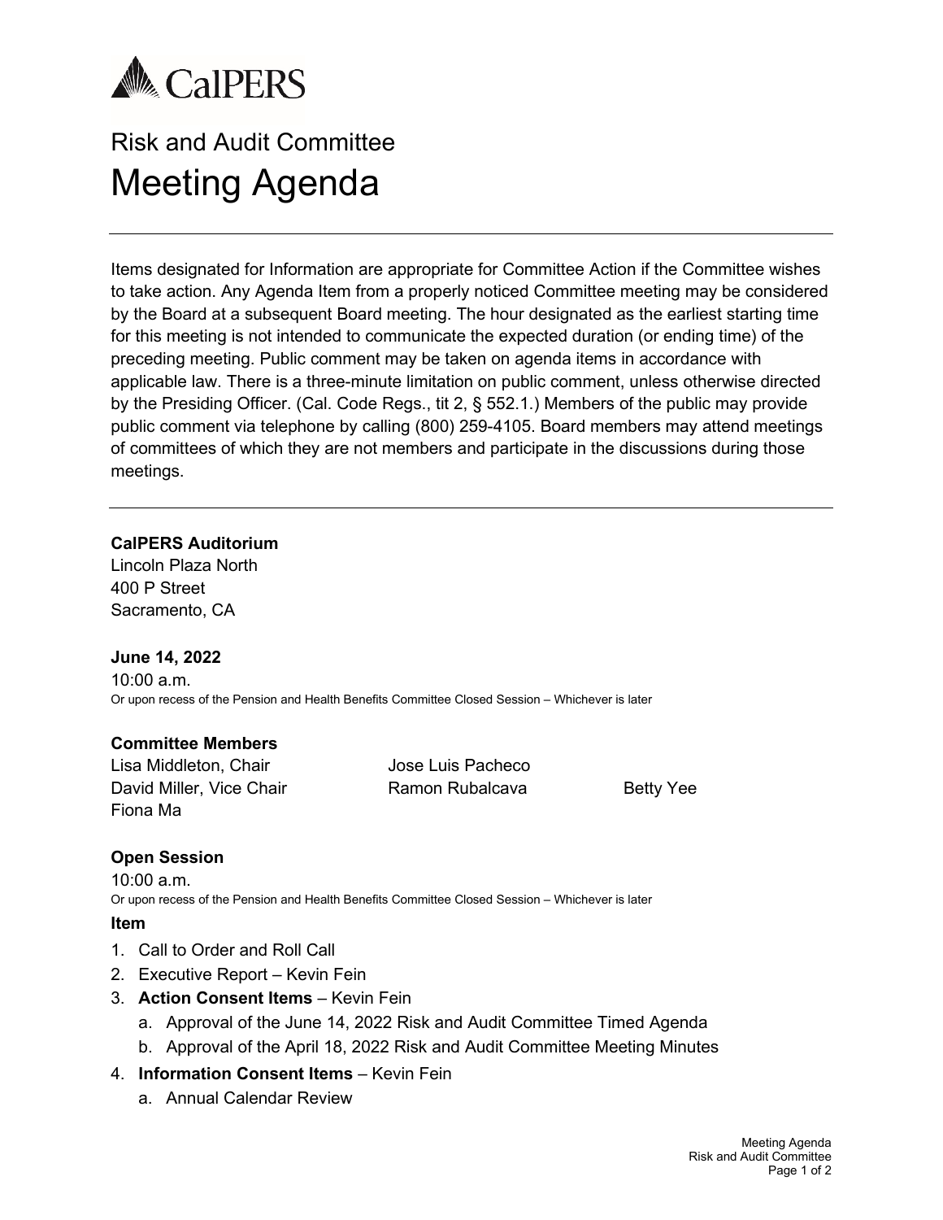# Risk and Audit Committee

# Meeting Agenda

---

Items designated for Information are appropriate for Committee Action if the Committee wishes to take action. Any Agenda Item from a properly noticed Committee meeting may be considered by the Board at a subsequent Board meeting. The hour designated as the earliest starting time for this meeting is not intended to communicate the expected duration (or ending time) of the preceding meeting. Public comment may be taken on agenda items in accordance with applicable law. There is a three-minute limitation on public comment, unless otherwise directed by the Presiding Officer. (Cal. Code Regs., tit 2, § 552.1.) Members of the public may provide public comment via telephone by calling (800) 259-4105. Board members may attend meetings of committees of which they are not members and participate in the discussions during those meetings.

---

**CalPERS Auditorium**
Lincoln Plaza North
400 P Street
Sacramento, CA

**June 14, 2022**
10:00 a.m.
Or upon recess of the Pension and Health Benefits Committee Closed Session – Whichever is later

**Committee Members**
Lisa Middleton, Chair
David Miller, Vice Chair
Fiona Ma
Jose Luis Pacheco
Ramon Rubalcava
Betty Yee

**Open Session**
10:00 a.m.
Or upon recess of the Pension and Health Benefits Committee Closed Session – Whichever is later

**Item**

1. Call to Order and Roll Call
2. Executive Report – Kevin Fein
3. **Action Consent Items** – Kevin Fein
   a. Approval of the June 14, 2022 Risk and Audit Committee Timed Agenda
   b. Approval of the April 18, 2022 Risk and Audit Committee Meeting Minutes
4. **Information Consent Items** – Kevin Fein
   a. Annual Calendar Review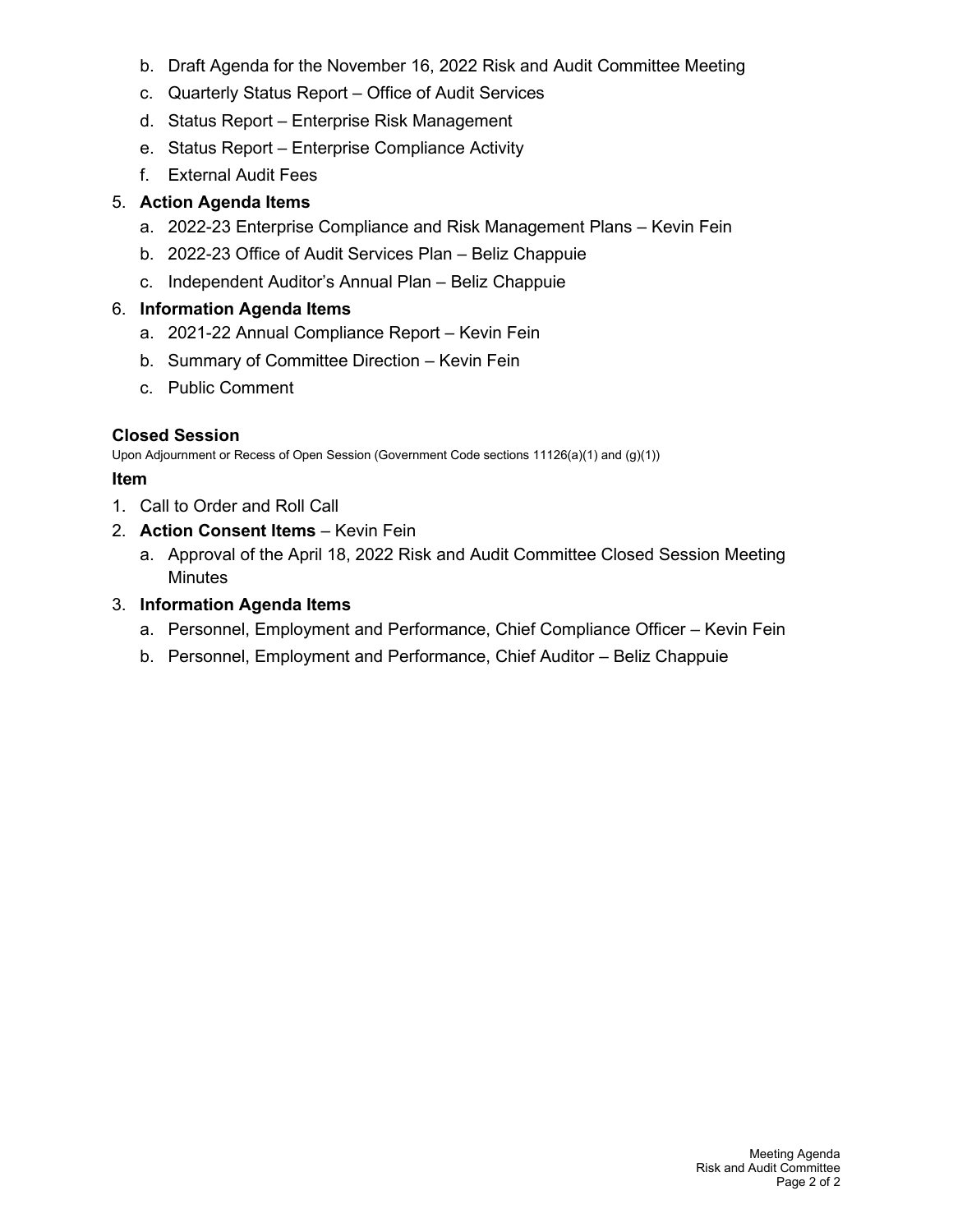b. Draft Agenda for the November 16, 2022 Risk and Audit Committee Meeting
   c. Quarterly Status Report – Office of Audit Services
   d. Status Report – Enterprise Risk Management
   e. Status Report – Enterprise Compliance Activity
   f. External Audit Fees

5. **Action Agenda Items**
   a. 2022-23 Enterprise Compliance and Risk Management Plans – Kevin Fein
   b. 2022-23 Office of Audit Services Plan – Beliz Chappuie
   c. Independent Auditor's Annual Plan – Beliz Chappuie

6. **Information Agenda Items**
   a. 2021-22 Annual Compliance Report – Kevin Fein
   b. Summary of Committee Direction – Kevin Fein
   c. Public Comment

### Closed Session

Upon Adjournment or Recess of Open Session (Government Code sections 11126(a)(1) and (g)(1))

**Item**

1. Call to Order and Roll Call
2. **Action Consent Items** – Kevin Fein
   a. Approval of the April 18, 2022 Risk and Audit Committee Closed Session Meeting Minutes
3. **Information Agenda Items**
   a. Personnel, Employment and Performance, Chief Compliance Officer – Kevin Fein
   b. Personnel, Employment and Performance, Chief Auditor – Beliz Chappuie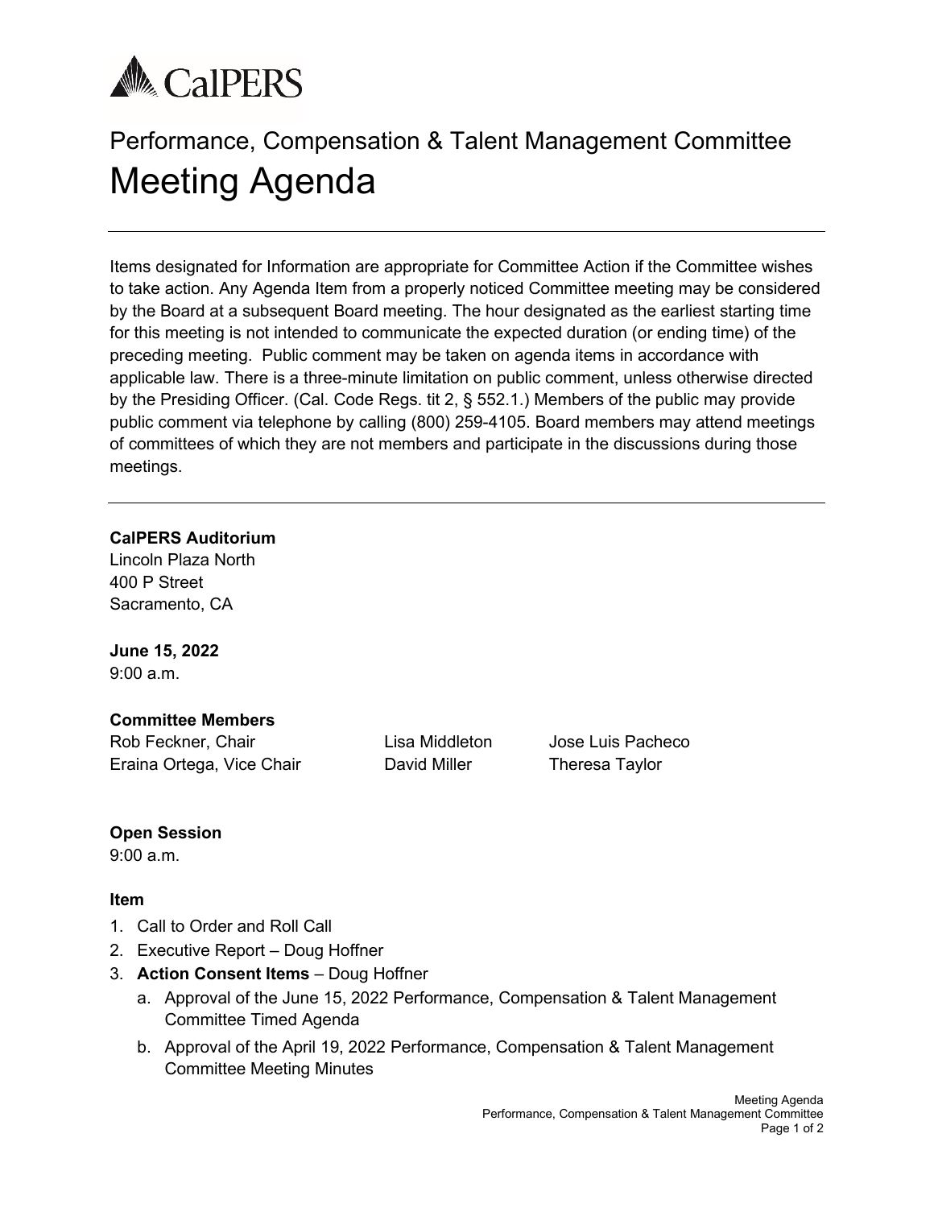CalPERS

# Performance, Compensation & Talent Management Committee

# Meeting Agenda

---

Items designated for Information are appropriate for Committee Action if the Committee wishes to take action. Any Agenda Item from a properly noticed Committee meeting may be considered by the Board at a subsequent Board meeting. The hour designated as the earliest starting time for this meeting is not intended to communicate the expected duration (or ending time) of the preceding meeting. Public comment may be taken on agenda items in accordance with applicable law. There is a three-minute limitation on public comment, unless otherwise directed by the Presiding Officer. (Cal. Code Regs. tit 2, § 552.1.) Members of the public may provide public comment via telephone by calling (800) 259-4105. Board members may attend meetings of committees of which they are not members and participate in the discussions during those meetings.

---

**CalPERS Auditorium**
Lincoln Plaza North
400 P Street
Sacramento, CA

**June 15, 2022**
9:00 a.m.

**Committee Members**

Rob Feckner, Chair
Eraina Ortega, Vice Chair
Lisa Middleton
David Miller
Jose Luis Pacheco
Theresa Taylor

**Open Session**
9:00 a.m.

**Item**

1. Call to Order and Roll Call
2. Executive Report – Doug Hoffner
3. **Action Consent Items** – Doug Hoffner
   a. Approval of the June 15, 2022 Performance, Compensation & Talent Management Committee Timed Agenda
   b. Approval of the April 19, 2022 Performance, Compensation & Talent Management Committee Meeting Minutes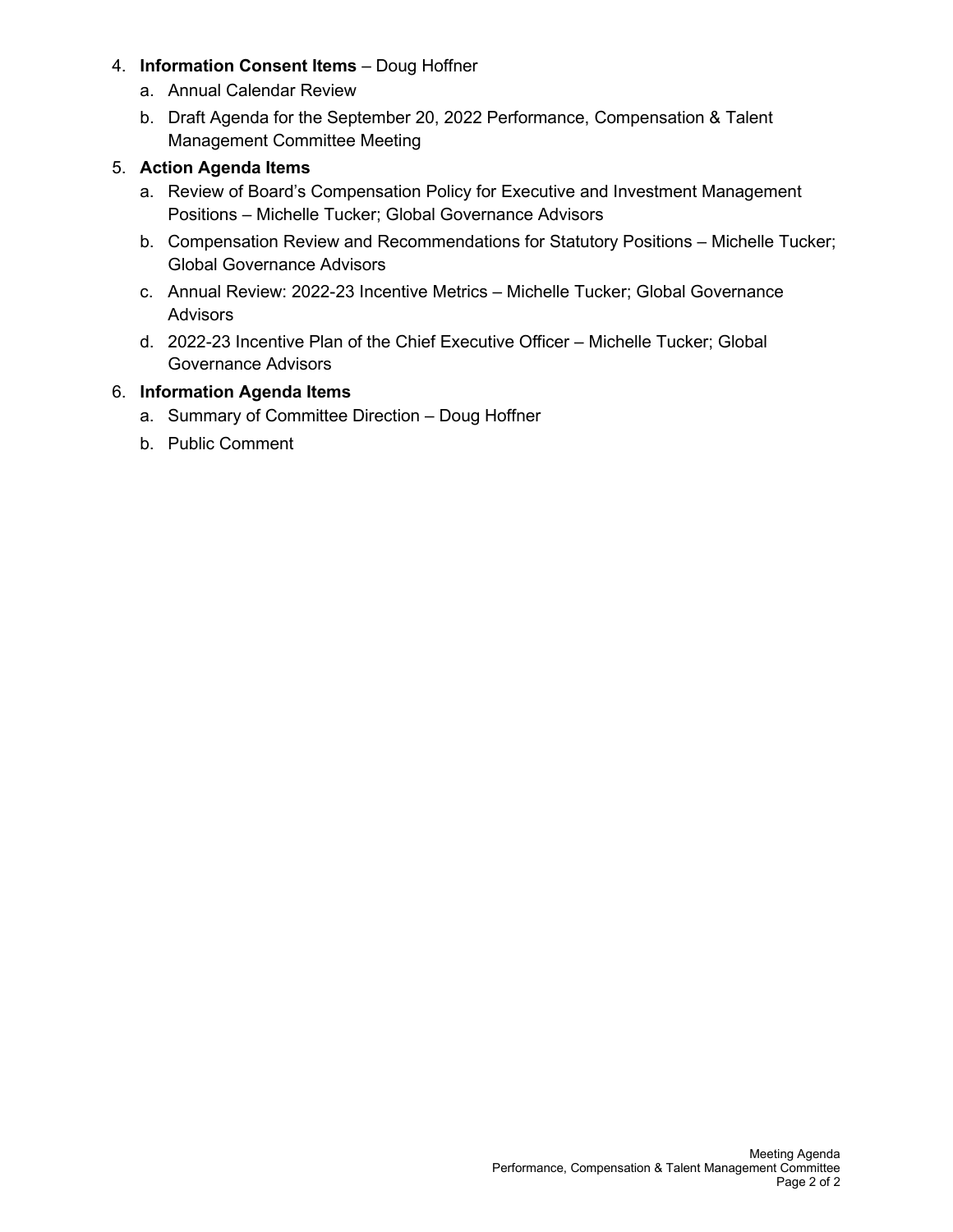4. **Information Consent Items** – Doug Hoffner
   a. Annual Calendar Review
   b. Draft Agenda for the September 20, 2022 Performance, Compensation & Talent Management Committee Meeting
5. **Action Agenda Items**
   a. Review of Board’s Compensation Policy for Executive and Investment Management Positions – Michelle Tucker; Global Governance Advisors
   b. Compensation Review and Recommendations for Statutory Positions – Michelle Tucker; Global Governance Advisors
   c. Annual Review: 2022-23 Incentive Metrics – Michelle Tucker; Global Governance Advisors
   d. 2022-23 Incentive Plan of the Chief Executive Officer – Michelle Tucker; Global Governance Advisors
6. **Information Agenda Items**
   a. Summary of Committee Direction – Doug Hoffner
   b. Public Comment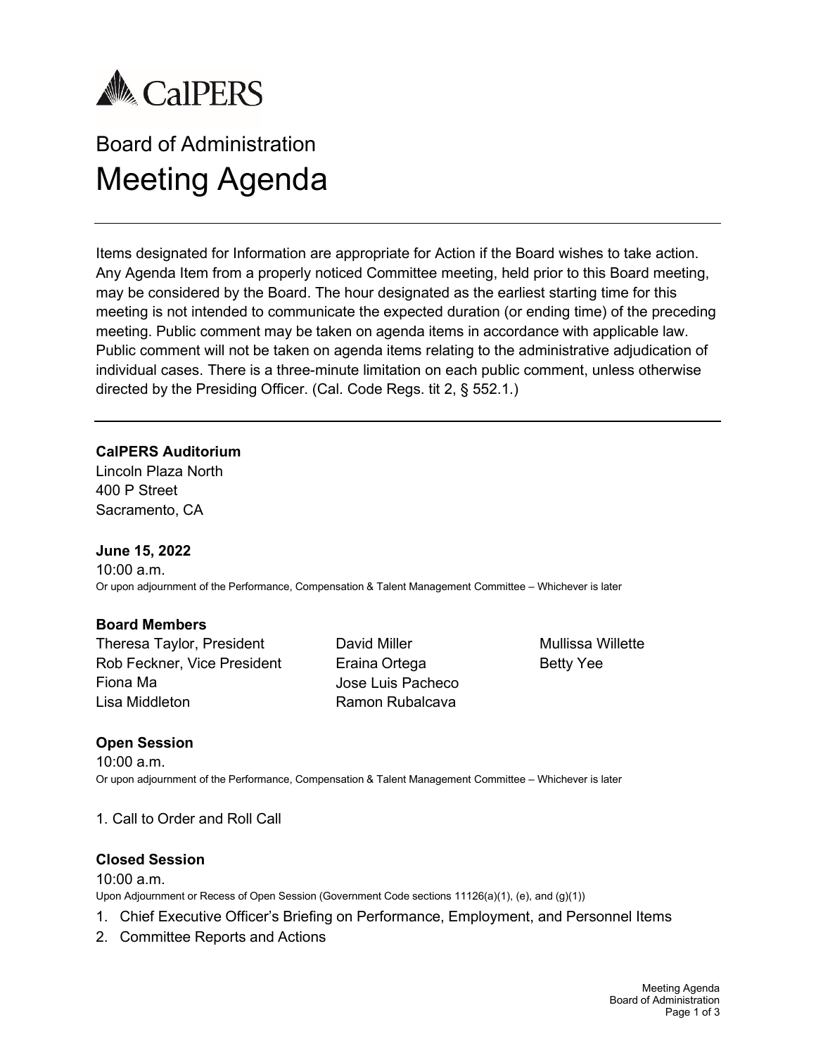CalPERS

# Board of Administration

# Meeting Agenda

Items designated for Information are appropriate for Action if the Board wishes to take action. Any Agenda Item from a properly noticed Committee meeting, held prior to this Board meeting, may be considered by the Board. The hour designated as the earliest starting time for this meeting is not intended to communicate the expected duration (or ending time) of the preceding meeting. Public comment may be taken on agenda items in accordance with applicable law. Public comment will not be taken on agenda items relating to the administrative adjudication of individual cases. There is a three-minute limitation on each public comment, unless otherwise directed by the Presiding Officer. (Cal. Code Regs. tit 2, § 552.1.)

**CalPERS Auditorium**
Lincoln Plaza North
400 P Street
Sacramento, CA

**June 15, 2022**
10:00 a.m.
Or upon adjournment of the Performance, Compensation & Talent Management Committee – Whichever is later

**Board Members**

Theresa Taylor, President
Rob Feckner, Vice President
Fiona Ma
Lisa Middleton
David Miller
Eraina Ortega
Jose Luis Pacheco
Ramon Rubalcava
Mullissa Willette
Betty Yee

**Open Session**
10:00 a.m.
Or upon adjournment of the Performance, Compensation & Talent Management Committee – Whichever is later

1. Call to Order and Roll Call

**Closed Session**
10:00 a.m.
Upon Adjournment or Recess of Open Session (Government Code sections 11126(a)(1), (e), and (g)(1))

1. Chief Executive Officer's Briefing on Performance, Employment, and Personnel Items
2. Committee Reports and Actions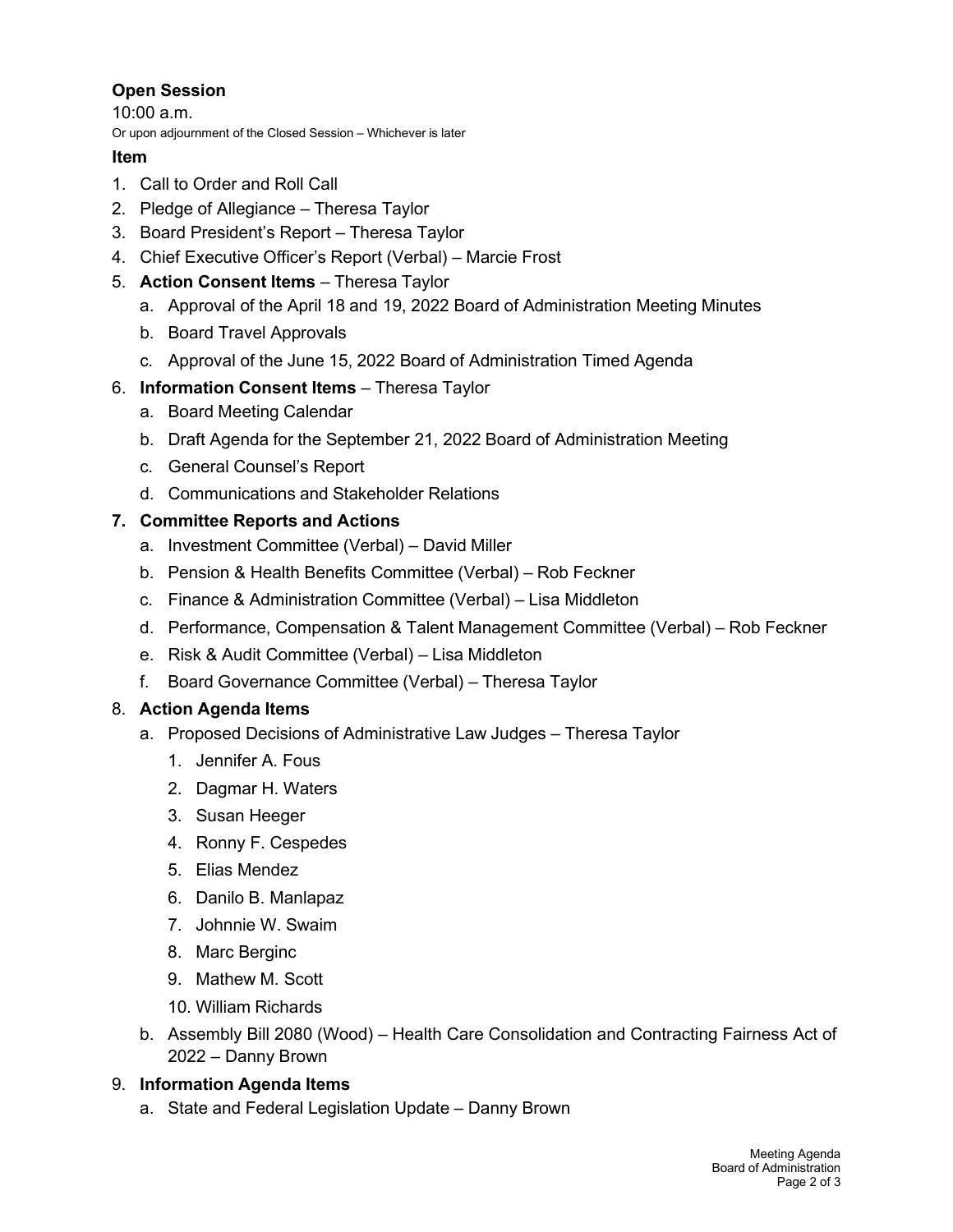**Open Session**

10:00 a.m.

Or upon adjournment of the Closed Session – Whichever is later

**Item**

1. Call to Order and Roll Call
2. Pledge of Allegiance – Theresa Taylor
3. Board President's Report – Theresa Taylor
4. Chief Executive Officer's Report (Verbal) – Marcie Frost
5. **Action Consent Items** – Theresa Taylor
   a. Approval of the April 18 and 19, 2022 Board of Administration Meeting Minutes
   b. Board Travel Approvals
   c. Approval of the June 15, 2022 Board of Administration Timed Agenda
6. **Information Consent Items** – Theresa Taylor
   a. Board Meeting Calendar
   b. Draft Agenda for the September 21, 2022 Board of Administration Meeting
   c. General Counsel's Report
   d. Communications and Stakeholder Relations
7. **Committee Reports and Actions**
   a. Investment Committee (Verbal) – David Miller
   b. Pension & Health Benefits Committee (Verbal) – Rob Feckner
   c. Finance & Administration Committee (Verbal) – Lisa Middleton
   d. Performance, Compensation & Talent Management Committee (Verbal) – Rob Feckner
   e. Risk & Audit Committee (Verbal) – Lisa Middleton
   f. Board Governance Committee (Verbal) – Theresa Taylor
8. **Action Agenda Items**
   a. Proposed Decisions of Administrative Law Judges – Theresa Taylor
      1. Jennifer A. Fous
      2. Dagmar H. Waters
      3. Susan Heeger
      4. Ronny F. Cespedes
      5. Elias Mendez
      6. Danilo B. Manlapaz
      7. Johnnie W. Swaim
      8. Marc Berginc
      9. Mathew M. Scott
      10. William Richards
   b. Assembly Bill 2080 (Wood) – Health Care Consolidation and Contracting Fairness Act of 2022 – Danny Brown
9. **Information Agenda Items**
   a. State and Federal Legislation Update – Danny Brown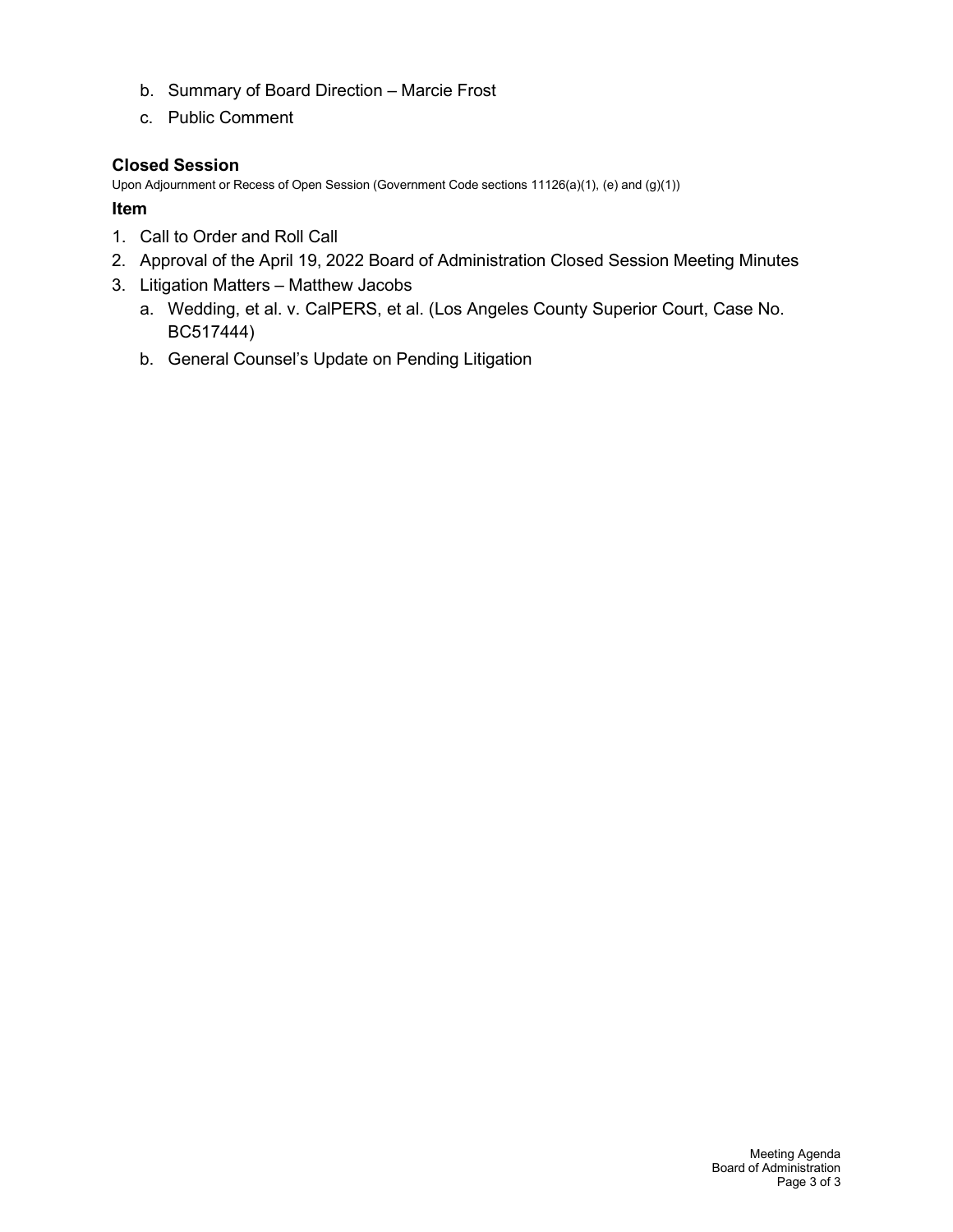b. Summary of Board Direction – Marcie Frost
c. Public Comment

### Closed Session

Upon Adjournment or Recess of Open Session (Government Code sections 11126(a)(1), (e) and (g)(1))

### Item

1. Call to Order and Roll Call
2. Approval of the April 19, 2022 Board of Administration Closed Session Meeting Minutes
3. Litigation Matters – Matthew Jacobs
   a. Wedding, et al. v. CalPERS, et al. (Los Angeles County Superior Court, Case No. BC517444)
   b. General Counsel's Update on Pending Litigation